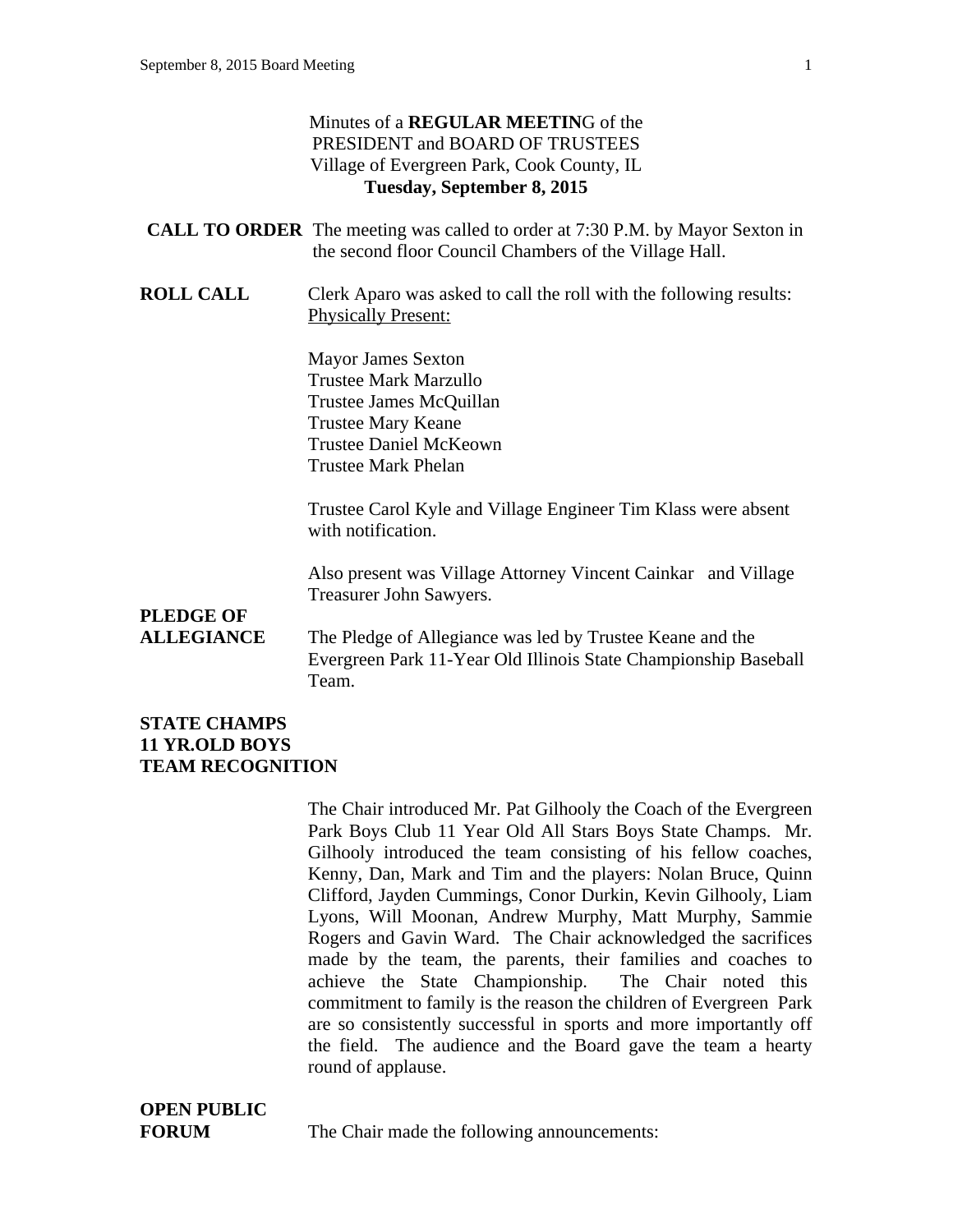Minutes of a **REGULAR MEETIN**G of the
PRESIDENT and BOARD OF TRUSTEES
Village of Evergreen Park, Cook County, IL
**Tuesday, September 8, 2015**

**CALL TO ORDER** The meeting was called to order at 7:30 P.M. by Mayor Sexton in the second floor Council Chambers of the Village Hall.

**ROLL CALL** Clerk Aparo was asked to call the roll with the following results:
Physically Present:

Mayor James Sexton
Trustee Mark Marzullo
Trustee James McQuillan
Trustee Mary Keane
Trustee Daniel McKeown
Trustee Mark Phelan

Trustee Carol Kyle and Village Engineer Tim Klass were absent with notification.

Also present was Village Attorney Vincent Cainkar and Village Treasurer John Sawyers.

**PLEDGE OF ALLEGIANCE** The Pledge of Allegiance was led by Trustee Keane and the Evergreen Park 11-Year Old Illinois State Championship Baseball Team.

**STATE CHAMPS 11 YR.OLD BOYS TEAM RECOGNITION**

The Chair introduced Mr. Pat Gilhooly the Coach of the Evergreen Park Boys Club 11 Year Old All Stars Boys State Champs. Mr. Gilhooly introduced the team consisting of his fellow coaches, Kenny, Dan, Mark and Tim and the players: Nolan Bruce, Quinn Clifford, Jayden Cummings, Conor Durkin, Kevin Gilhooly, Liam Lyons, Will Moonan, Andrew Murphy, Matt Murphy, Sammie Rogers and Gavin Ward. The Chair acknowledged the sacrifices made by the team, the parents, their families and coaches to achieve the State Championship. The Chair noted this commitment to family is the reason the children of Evergreen Park are so consistently successful in sports and more importantly off the field. The audience and the Board gave the team a hearty round of applause.

**OPEN PUBLIC FORUM** The Chair made the following announcements: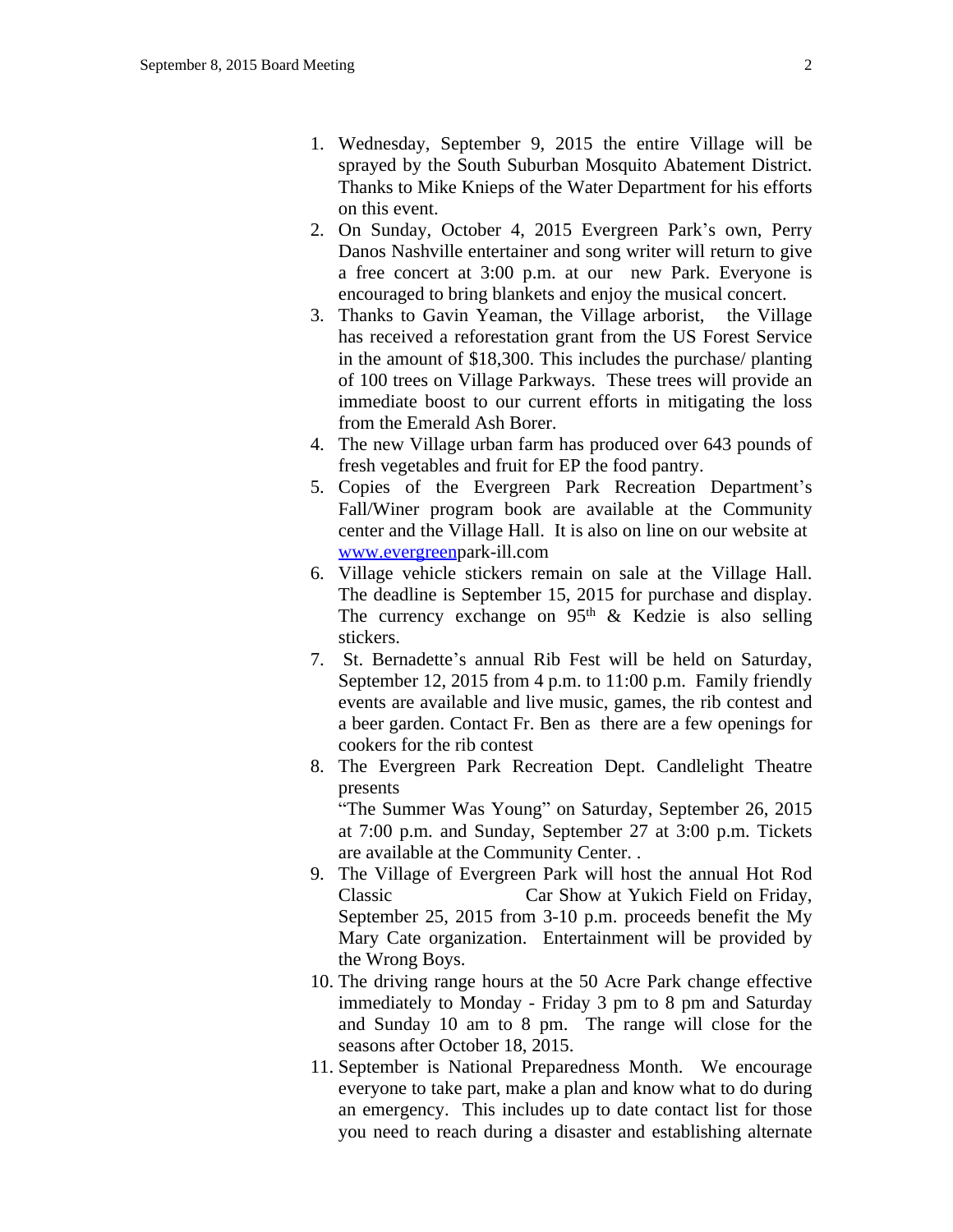1. Wednesday, September 9, 2015 the entire Village will be sprayed by the South Suburban Mosquito Abatement District. Thanks to Mike Knieps of the Water Department for his efforts on this event.
2. On Sunday, October 4, 2015 Evergreen Park's own, Perry Danos Nashville entertainer and song writer will return to give a free concert at 3:00 p.m. at our new Park. Everyone is encouraged to bring blankets and enjoy the musical concert.
3. Thanks to Gavin Yeaman, the Village arborist, the Village has received a reforestation grant from the US Forest Service in the amount of $18,300. This includes the purchase/ planting of 100 trees on Village Parkways. These trees will provide an immediate boost to our current efforts in mitigating the loss from the Emerald Ash Borer.
4. The new Village urban farm has produced over 643 pounds of fresh vegetables and fruit for EP the food pantry.
5. Copies of the Evergreen Park Recreation Department's Fall/Winer program book are available at the Community center and the Village Hall. It is also on line on our website at www.evergreenpark-ill.com
6. Village vehicle stickers remain on sale at the Village Hall. The deadline is September 15, 2015 for purchase and display. The currency exchange on 95th & Kedzie is also selling stickers.
7. St. Bernadette's annual Rib Fest will be held on Saturday, September 12, 2015 from 4 p.m. to 11:00 p.m. Family friendly events are available and live music, games, the rib contest and a beer garden. Contact Fr. Ben as there are a few openings for cookers for the rib contest
8. The Evergreen Park Recreation Dept. Candlelight Theatre presents
   "The Summer Was Young" on Saturday, September 26, 2015 at 7:00 p.m. and Sunday, September 27 at 3:00 p.m. Tickets are available at the Community Center. .
9. The Village of Evergreen Park will host the annual Hot Rod Classic Car Show at Yukich Field on Friday, September 25, 2015 from 3-10 p.m. proceeds benefit the My Mary Cate organization. Entertainment will be provided by the Wrong Boys.
10. The driving range hours at the 50 Acre Park change effective immediately to Monday - Friday 3 pm to 8 pm and Saturday and Sunday 10 am to 8 pm. The range will close for the seasons after October 18, 2015.
11. September is National Preparedness Month. We encourage everyone to take part, make a plan and know what to do during an emergency. This includes up to date contact list for those you need to reach during a disaster and establishing alternate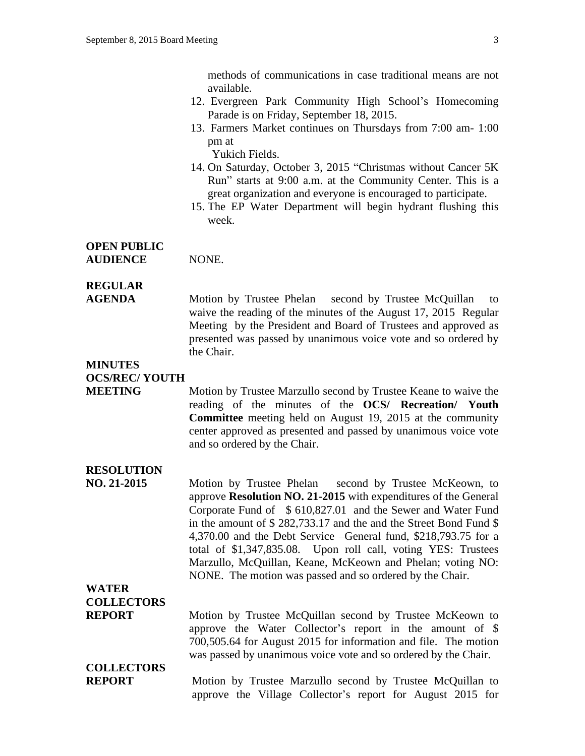methods of communications in case traditional means are not available.

12. Evergreen Park Community High School's Homecoming Parade is on Friday, September 18, 2015.
13. Farmers Market continues on Thursdays from 7:00 am- 1:00 pm at Yukich Fields.
14. On Saturday, October 3, 2015 "Christmas without Cancer 5K Run" starts at 9:00 a.m. at the Community Center. This is a great organization and everyone is encouraged to participate.
15. The EP Water Department will begin hydrant flushing this week.

**OPEN PUBLIC AUDIENCE** NONE.

**REGULAR AGENDA** Motion by Trustee Phelan second by Trustee McQuillan to waive the reading of the minutes of the August 17, 2015 Regular Meeting by the President and Board of Trustees and approved as presented was passed by unanimous voice vote and so ordered by the Chair.

**MINUTES OCS/REC/ YOUTH MEETING** Motion by Trustee Marzullo second by Trustee Keane to waive the reading of the minutes of the **OCS/ Recreation/ Youth Committee** meeting held on August 19, 2015 at the community center approved as presented and passed by unanimous voice vote and so ordered by the Chair.

**RESOLUTION NO. 21-2015** Motion by Trustee Phelan second by Trustee McKeown, to approve **Resolution NO. 21-2015** with expenditures of the General Corporate Fund of $ 610,827.01 and the Sewer and Water Fund in the amount of $ 282,733.17 and the and the Street Bond Fund $ 4,370.00 and the Debt Service –General fund, $218,793.75 for a total of $1,347,835.08. Upon roll call, voting YES: Trustees Marzullo, McQuillan, Keane, McKeown and Phelan; voting NO: NONE. The motion was passed and so ordered by the Chair.

**WATER COLLECTORS REPORT** Motion by Trustee McQuillan second by Trustee McKeown to approve the Water Collector's report in the amount of $ 700,505.64 for August 2015 for information and file. The motion was passed by unanimous voice vote and so ordered by the Chair.

**COLLECTORS REPORT** Motion by Trustee Marzullo second by Trustee McQuillan to approve the Village Collector's report for August 2015 for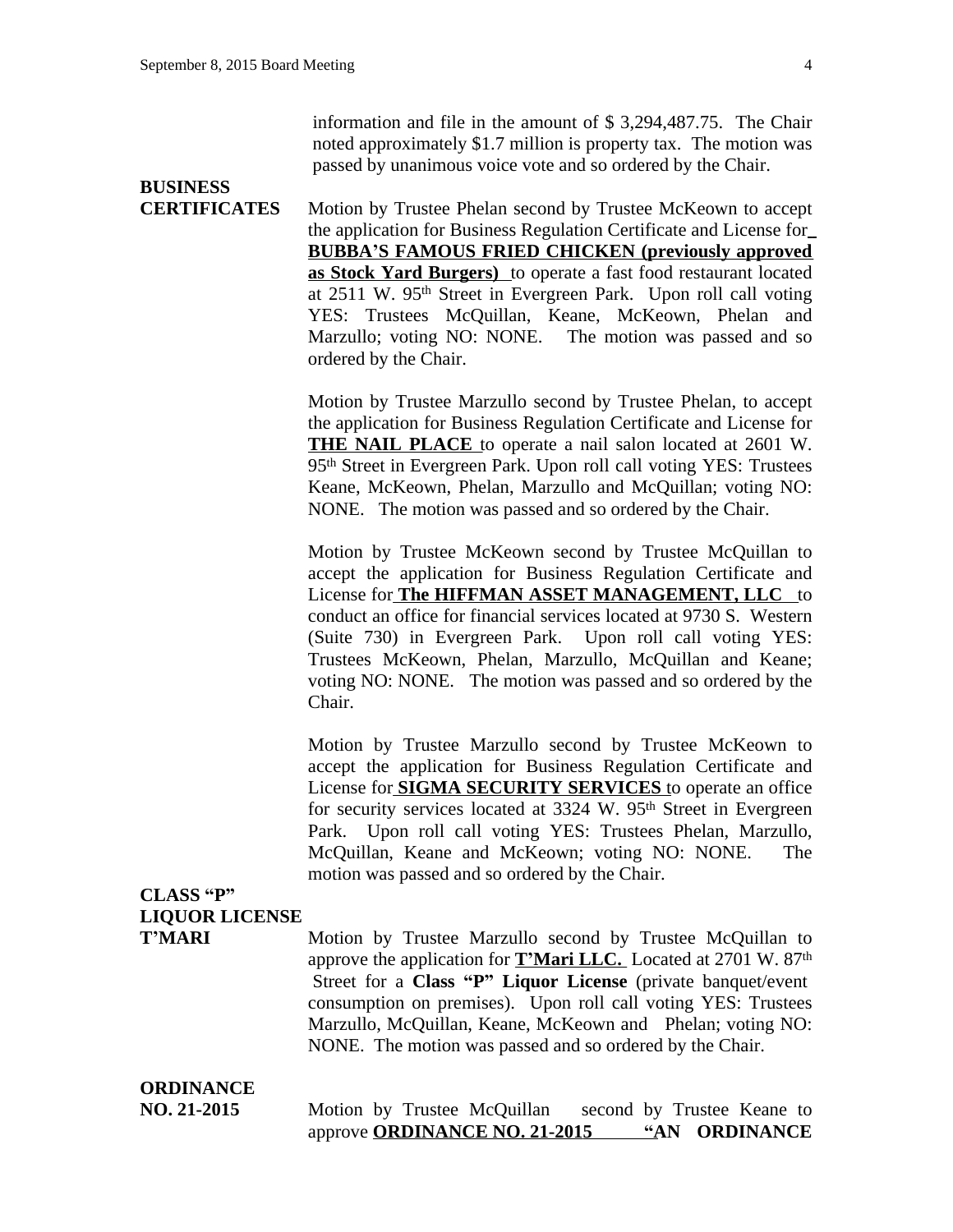information and file in the amount of $ 3,294,487.75. The Chair noted approximately $1.7 million is property tax. The motion was passed by unanimous voice vote and so ordered by the Chair.

**BUSINESS CERTIFICATES**

Motion by Trustee Phelan second by Trustee McKeown to accept the application for Business Regulation Certificate and License for **BUBBA'S FAMOUS FRIED CHICKEN (previously approved as Stock Yard Burgers)** to operate a fast food restaurant located at 2511 W. 95th Street in Evergreen Park. Upon roll call voting YES: Trustees McQuillan, Keane, McKeown, Phelan and Marzullo; voting NO: NONE. The motion was passed and so ordered by the Chair.

Motion by Trustee Marzullo second by Trustee Phelan, to accept the application for Business Regulation Certificate and License for **THE NAIL PLACE** to operate a nail salon located at 2601 W. 95th Street in Evergreen Park. Upon roll call voting YES: Trustees Keane, McKeown, Phelan, Marzullo and McQuillan; voting NO: NONE. The motion was passed and so ordered by the Chair.

Motion by Trustee McKeown second by Trustee McQuillan to accept the application for Business Regulation Certificate and License for **The HIFFMAN ASSET MANAGEMENT, LLC** to conduct an office for financial services located at 9730 S. Western (Suite 730) in Evergreen Park. Upon roll call voting YES: Trustees McKeown, Phelan, Marzullo, McQuillan and Keane; voting NO: NONE. The motion was passed and so ordered by the Chair.

Motion by Trustee Marzullo second by Trustee McKeown to accept the application for Business Regulation Certificate and License for **SIGMA SECURITY SERVICES** to operate an office for security services located at 3324 W. 95th Street in Evergreen Park. Upon roll call voting YES: Trustees Phelan, Marzullo, McQuillan, Keane and McKeown; voting NO: NONE. The motion was passed and so ordered by the Chair.

**CLASS "P" LIQUOR LICENSE T'MARI**

Motion by Trustee Marzullo second by Trustee McQuillan to approve the application for **T'Mari LLC.** Located at 2701 W. 87th Street for a **Class "P" Liquor License** (private banquet/event consumption on premises). Upon roll call voting YES: Trustees Marzullo, McQuillan, Keane, McKeown and Phelan; voting NO: NONE. The motion was passed and so ordered by the Chair.

**ORDINANCE NO. 21-2015**

Motion by Trustee McQuillan second by Trustee Keane to approve **ORDINANCE NO. 21-2015 "AN ORDINANCE**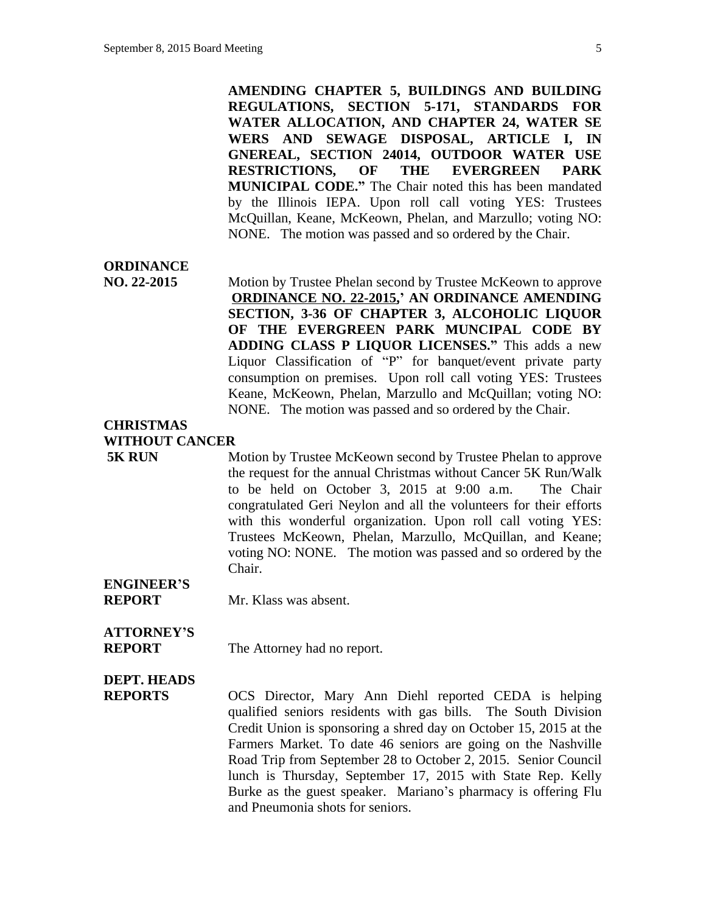**AMENDING CHAPTER 5, BUILDINGS AND BUILDING REGULATIONS, SECTION 5-171, STANDARDS FOR WATER ALLOCATION, AND CHAPTER 24, WATER SE WERS AND SEWAGE DISPOSAL, ARTICLE I, IN GNEREAL, SECTION 24014, OUTDOOR WATER USE RESTRICTIONS, OF THE EVERGREEN PARK MUNICIPAL CODE."** The Chair noted this has been mandated by the Illinois IEPA. Upon roll call voting YES: Trustees McQuillan, Keane, McKeown, Phelan, and Marzullo; voting NO: NONE. The motion was passed and so ordered by the Chair.

**ORDINANCE NO. 22-2015**

Motion by Trustee Phelan second by Trustee McKeown to approve **<u>ORDINANCE NO. 22-2015</u>,' AN ORDINANCE AMENDING SECTION, 3-36 OF CHAPTER 3, ALCOHOLIC LIQUOR OF THE EVERGREEN PARK MUNCIPAL CODE BY ADDING CLASS P LIQUOR LICENSES."** This adds a new Liquor Classification of "P" for banquet/event private party consumption on premises. Upon roll call voting YES: Trustees Keane, McKeown, Phelan, Marzullo and McQuillan; voting NO: NONE. The motion was passed and so ordered by the Chair.

**CHRISTMAS WITHOUT CANCER 5K RUN**

Motion by Trustee McKeown second by Trustee Phelan to approve the request for the annual Christmas without Cancer 5K Run/Walk to be held on October 3, 2015 at 9:00 a.m. The Chair congratulated Geri Neylon and all the volunteers for their efforts with this wonderful organization. Upon roll call voting YES: Trustees McKeown, Phelan, Marzullo, McQuillan, and Keane; voting NO: NONE. The motion was passed and so ordered by the Chair.

**ENGINEER'S REPORT**

Mr. Klass was absent.

**ATTORNEY'S REPORT**

The Attorney had no report.

**DEPT. HEADS REPORTS**

OCS Director, Mary Ann Diehl reported CEDA is helping qualified seniors residents with gas bills. The South Division Credit Union is sponsoring a shred day on October 15, 2015 at the Farmers Market. To date 46 seniors are going on the Nashville Road Trip from September 28 to October 2, 2015. Senior Council lunch is Thursday, September 17, 2015 with State Rep. Kelly Burke as the guest speaker. Mariano's pharmacy is offering Flu and Pneumonia shots for seniors.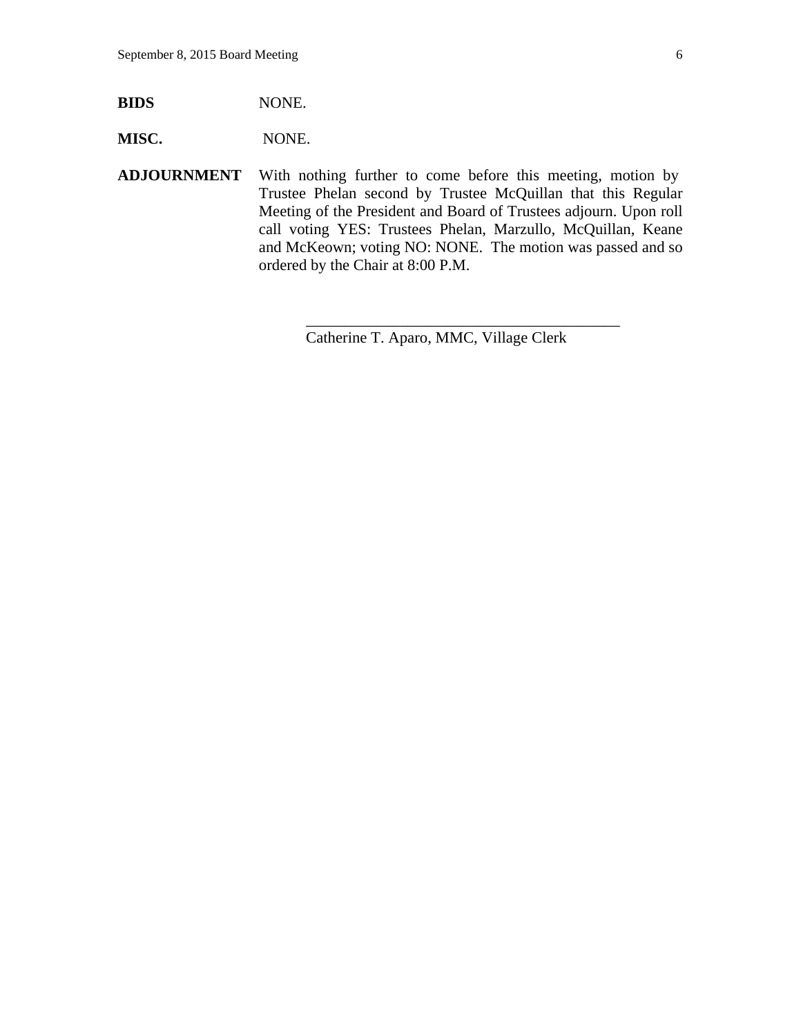**BIDS** NONE.

**MISC.** NONE.

**ADJOURNMENT** With nothing further to come before this meeting, motion by Trustee Phelan second by Trustee McQuillan that this Regular Meeting of the President and Board of Trustees adjourn. Upon roll call voting YES: Trustees Phelan, Marzullo, McQuillan, Keane and McKeown; voting NO: NONE. The motion was passed and so ordered by the Chair at 8:00 P.M.

\_\_\_\_\_\_\_\_\_\_\_\_\_\_\_\_\_\_\_\_\_\_\_\_\_\_\_\_\_\_\_\_\_\_\_\_\_\_\_\_

Catherine T. Aparo, MMC, Village Clerk